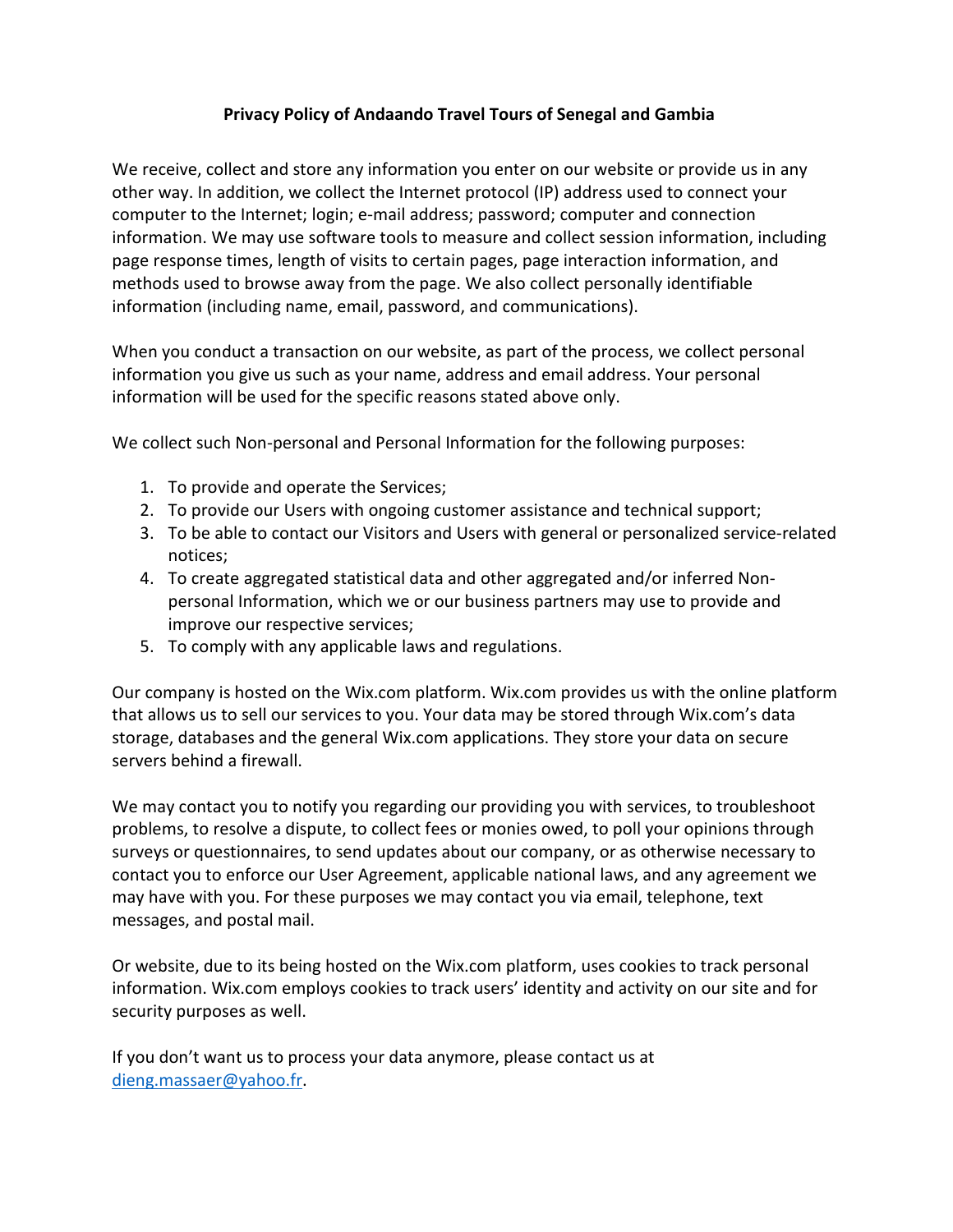# Privacy Policy of Andaando Travel Tours of Senegal and Gambia

We receive, collect and store any information you enter on our website or provide us in any other way. In addition, we collect the Internet protocol (IP) address used to connect your computer to the Internet; login; e-mail address; password; computer and connection information. We may use software tools to measure and collect session information, including page response times, length of visits to certain pages, page interaction information, and methods used to browse away from the page. We also collect personally identifiable information (including name, email, password, and communications).

When you conduct a transaction on our website, as part of the process, we collect personal information you give us such as your name, address and email address. Your personal information will be used for the specific reasons stated above only.

We collect such Non-personal and Personal Information for the following purposes:

1. To provide and operate the Services;
2. To provide our Users with ongoing customer assistance and technical support;
3. To be able to contact our Visitors and Users with general or personalized service-related notices;
4. To create aggregated statistical data and other aggregated and/or inferred Non-personal Information, which we or our business partners may use to provide and improve our respective services;
5. To comply with any applicable laws and regulations.

Our company is hosted on the Wix.com platform. Wix.com provides us with the online platform that allows us to sell our services to you. Your data may be stored through Wix.com's data storage, databases and the general Wix.com applications. They store your data on secure servers behind a firewall.

We may contact you to notify you regarding our providing you with services, to troubleshoot problems, to resolve a dispute, to collect fees or monies owed, to poll your opinions through surveys or questionnaires, to send updates about our company, or as otherwise necessary to contact you to enforce our User Agreement, applicable national laws, and any agreement we may have with you. For these purposes we may contact you via email, telephone, text messages, and postal mail.

Or website, due to its being hosted on the Wix.com platform, uses cookies to track personal information. Wix.com employs cookies to track users' identity and activity on our site and for security purposes as well.

If you don't want us to process your data anymore, please contact us at [dieng.massaer@yahoo.fr](mailto:dieng.massaer@yahoo.fr).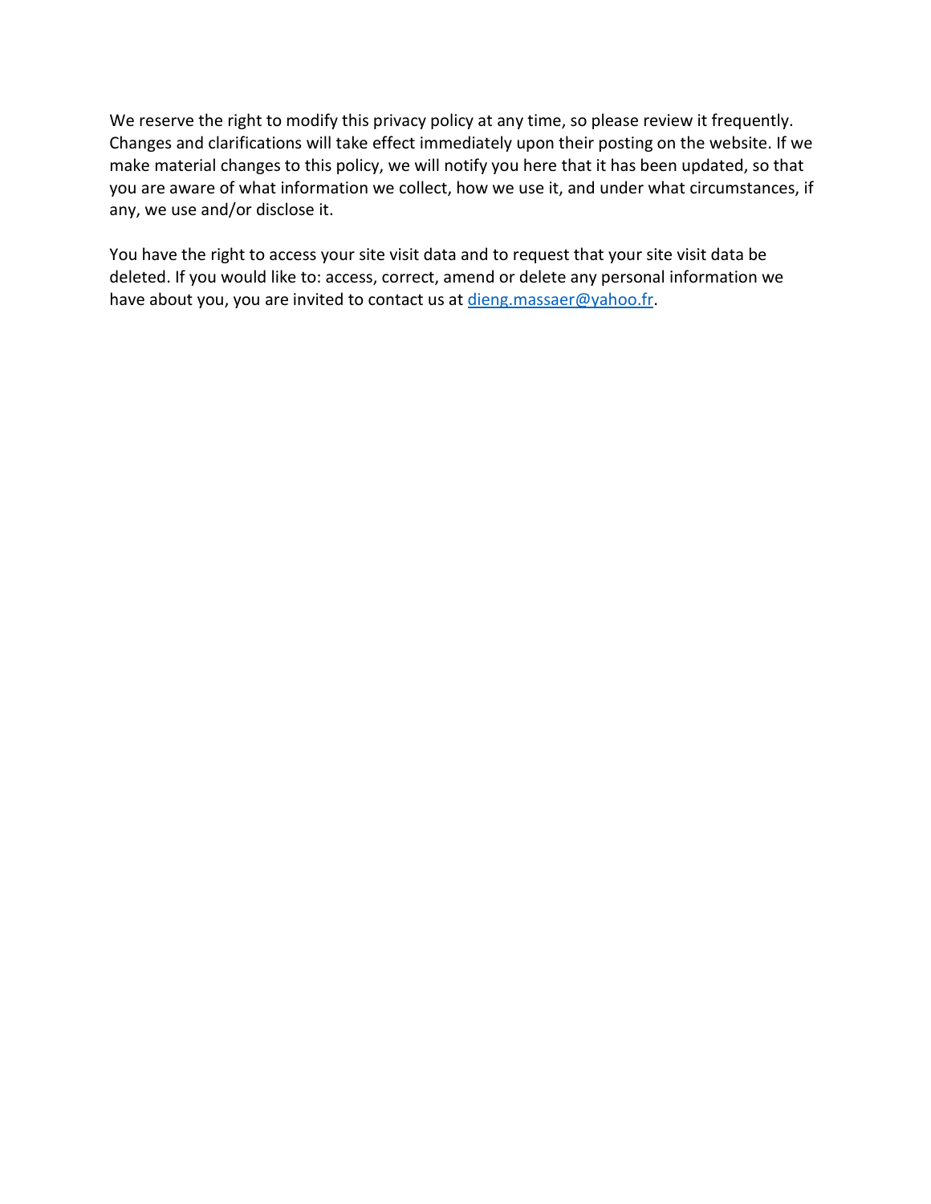We reserve the right to modify this privacy policy at any time, so please review it frequently. Changes and clarifications will take effect immediately upon their posting on the website. If we make material changes to this policy, we will notify you here that it has been updated, so that you are aware of what information we collect, how we use it, and under what circumstances, if any, we use and/or disclose it.

You have the right to access your site visit data and to request that your site visit data be deleted. If you would like to: access, correct, amend or delete any personal information we have about you, you are invited to contact us at [dieng.massaer@yahoo.fr](mailto:dieng.massaer@yahoo.fr).